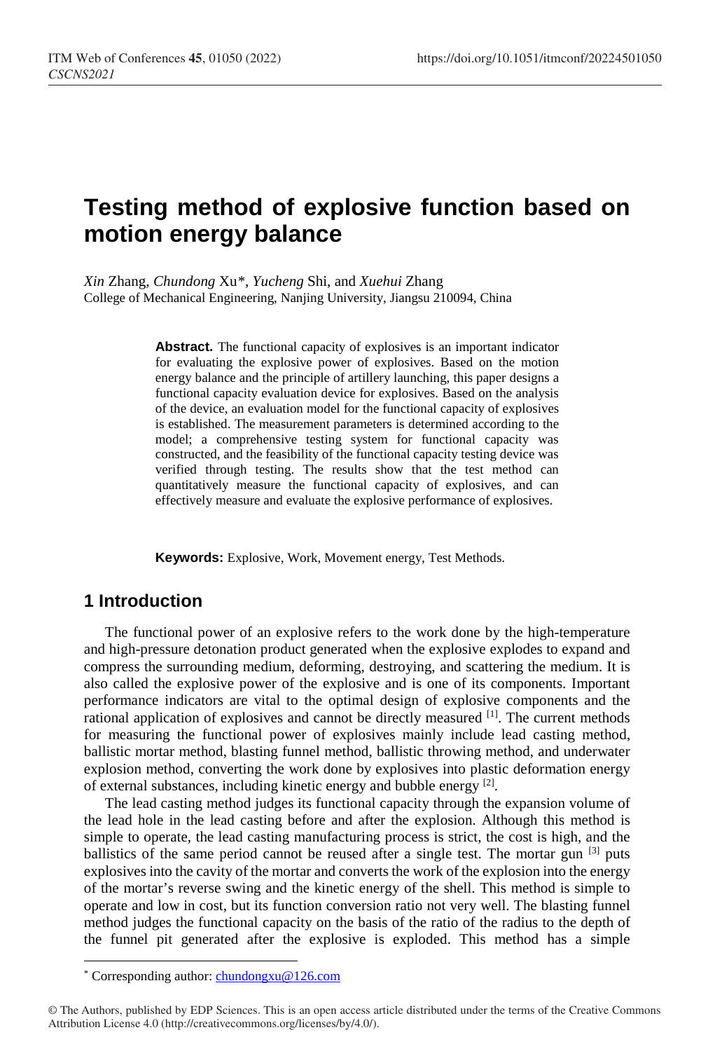# Testing method of explosive function based on motion energy balance

*Xin* Zhang, *Chundong* Xu*, *Yucheng* Shi, and *Xuehui* Zhang

College of Mechanical Engineering, Nanjing University, Jiangsu 210094, China

**Abstract.** The functional capacity of explosives is an important indicator for evaluating the explosive power of explosives. Based on the motion energy balance and the principle of artillery launching, this paper designs a functional capacity evaluation device for explosives. Based on the analysis of the device, an evaluation model for the functional capacity of explosives is established. The measurement parameters is determined according to the model; a comprehensive testing system for functional capacity was constructed, and the feasibility of the functional capacity testing device was verified through testing. The results show that the test method can quantitatively measure the functional capacity of explosives, and can effectively measure and evaluate the explosive performance of explosives.

**Keywords:** Explosive, Work, Movement energy, Test Methods.

## 1 Introduction

The functional power of an explosive refers to the work done by the high-temperature and high-pressure detonation product generated when the explosive explodes to expand and compress the surrounding medium, deforming, destroying, and scattering the medium. It is also called the explosive power of the explosive and is one of its components. Important performance indicators are vital to the optimal design of explosive components and the rational application of explosives and cannot be directly measured [1]. The current methods for measuring the functional power of explosives mainly include lead casting method, ballistic mortar method, blasting funnel method, ballistic throwing method, and underwater explosion method, converting the work done by explosives into plastic deformation energy of external substances, including kinetic energy and bubble energy [2].

The lead casting method judges its functional capacity through the expansion volume of the lead hole in the lead casting before and after the explosion. Although this method is simple to operate, the lead casting manufacturing process is strict, the cost is high, and the ballistics of the same period cannot be reused after a single test. The mortar gun [3] puts explosives into the cavity of the mortar and converts the work of the explosion into the energy of the mortar's reverse swing and the kinetic energy of the shell. This method is simple to operate and low in cost, but its function conversion ratio not very well. The blasting funnel method judges the functional capacity on the basis of the ratio of the radius to the depth of the funnel pit generated after the explosive is exploded. This method has a simple

* Corresponding author: chundongxu@126.com

© The Authors, published by EDP Sciences. This is an open access article distributed under the terms of the Creative Commons Attribution License 4.0 (http://creativecommons.org/licenses/by/4.0/).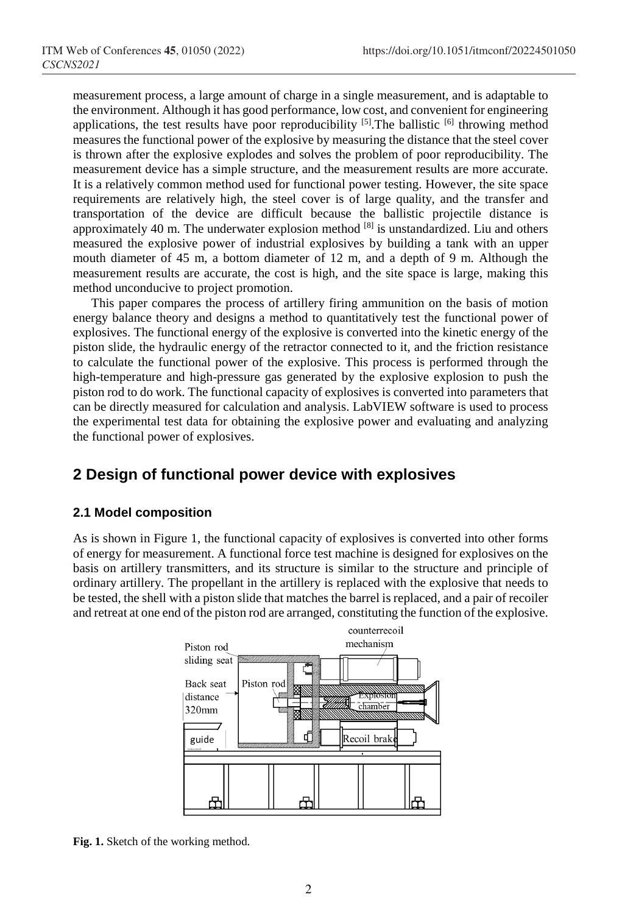measurement process, a large amount of charge in a single measurement, and is adaptable to the environment. Although it has good performance, low cost, and convenient for engineering applications, the test results have poor reproducibility [5].The ballistic [6] throwing method measures the functional power of the explosive by measuring the distance that the steel cover is thrown after the explosive explodes and solves the problem of poor reproducibility. The measurement device has a simple structure, and the measurement results are more accurate. It is a relatively common method used for functional power testing. However, the site space requirements are relatively high, the steel cover is of large quality, and the transfer and transportation of the device are difficult because the ballistic projectile distance is approximately 40 m. The underwater explosion method [8] is unstandardized. Liu and others measured the explosive power of industrial explosives by building a tank with an upper mouth diameter of 45 m, a bottom diameter of 12 m, and a depth of 9 m. Although the measurement results are accurate, the cost is high, and the site space is large, making this method unconducive to project promotion.

This paper compares the process of artillery firing ammunition on the basis of motion energy balance theory and designs a method to quantitatively test the functional power of explosives. The functional energy of the explosive is converted into the kinetic energy of the piston slide, the hydraulic energy of the retractor connected to it, and the friction resistance to calculate the functional power of the explosive. This process is performed through the high-temperature and high-pressure gas generated by the explosive explosion to push the piston rod to do work. The functional capacity of explosives is converted into parameters that can be directly measured for calculation and analysis. LabVIEW software is used to process the experimental test data for obtaining the explosive power and evaluating and analyzing the functional power of explosives.

## 2 Design of functional power device with explosives

### 2.1 Model composition

As is shown in Figure 1, the functional capacity of explosives is converted into other forms of energy for measurement. A functional force test machine is designed for explosives on the basis on artillery transmitters, and its structure is similar to the structure and principle of ordinary artillery. The propellant in the artillery is replaced with the explosive that needs to be tested, the shell with a piston slide that matches the barrel is replaced, and a pair of recoiler and retreat at one end of the piston rod are arranged, constituting the function of the explosive.

Piston rod sliding seat | Back seat distance 320mm | guide | Piston rod | counterrecoil mechanism | Explosion chamber | Recoil brake

**Fig. 1.** Sketch of the working method.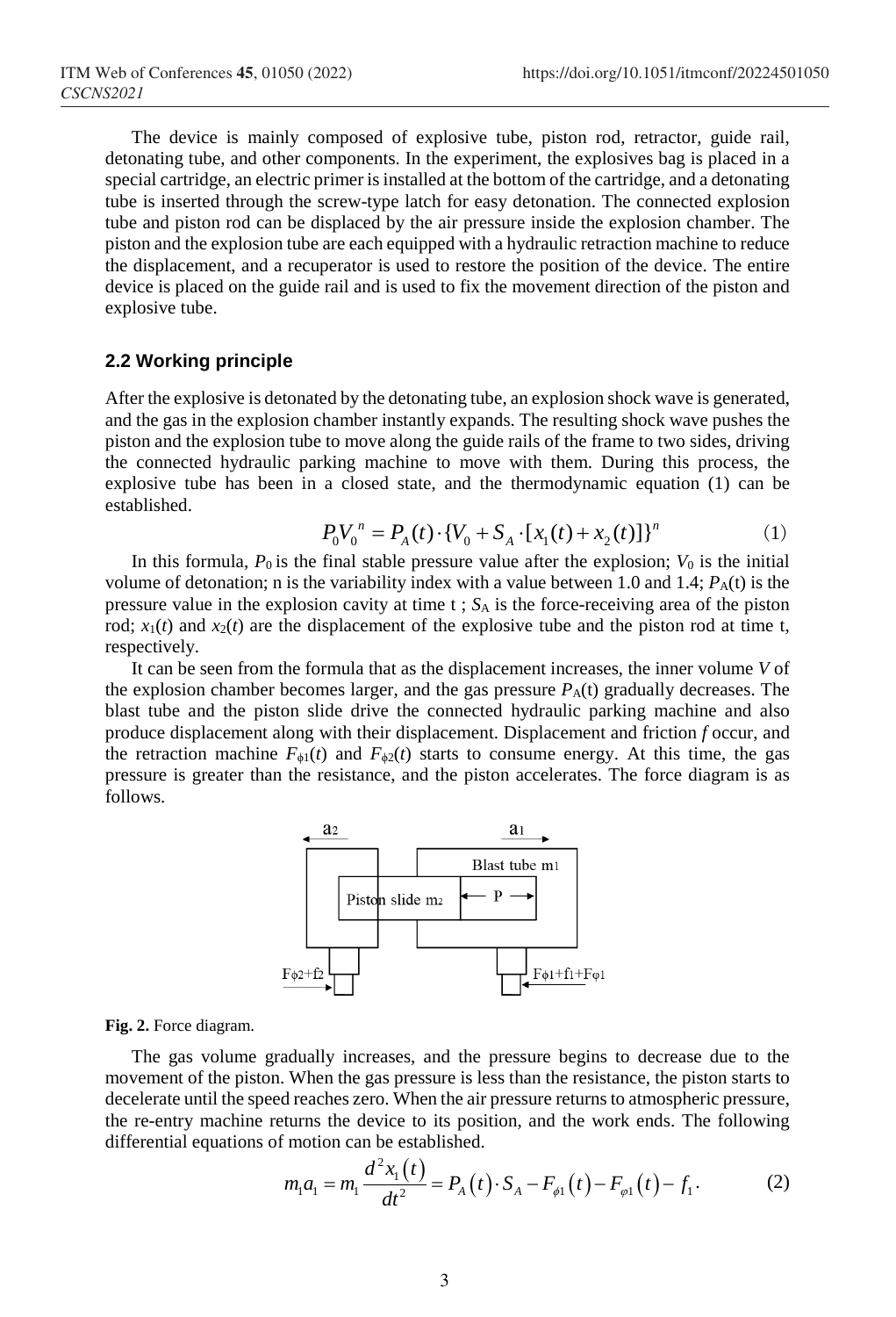The device is mainly composed of explosive tube, piston rod, retractor, guide rail, detonating tube, and other components. In the experiment, the explosives bag is placed in a special cartridge, an electric primer is installed at the bottom of the cartridge, and a detonating tube is inserted through the screw-type latch for easy detonation. The connected explosion tube and piston rod can be displaced by the air pressure inside the explosion chamber. The piston and the explosion tube are each equipped with a hydraulic retraction machine to reduce the displacement, and a recuperator is used to restore the position of the device. The entire device is placed on the guide rail and is used to fix the movement direction of the piston and explosive tube.

### 2.2 Working principle

After the explosive is detonated by the detonating tube, an explosion shock wave is generated, and the gas in the explosion chamber instantly expands. The resulting shock wave pushes the piston and the explosion tube to move along the guide rails of the frame to two sides, driving the connected hydraulic parking machine to move with them. During this process, the explosive tube has been in a closed state, and the thermodynamic equation (1) can be established.

$$P_0 V_0^{\ n} = P_A(t) \cdot \{V_0 + S_A \cdot [x_1(t) + x_2(t)]\}^n \tag{1}$$

In this formula, $P_0$ is the final stable pressure value after the explosion; $V_0$ is the initial volume of detonation; n is the variability index with a value between 1.0 and 1.4; $P_A(t)$ is the pressure value in the explosion cavity at time t ; $S_A$ is the force-receiving area of the piston rod; $x_1(t)$ and $x_2(t)$ are the displacement of the explosive tube and the piston rod at time t, respectively.

It can be seen from the formula that as the displacement increases, the inner volume $V$ of the explosion chamber becomes larger, and the gas pressure $P_A(t)$ gradually decreases. The blast tube and the piston slide drive the connected hydraulic parking machine and also produce displacement along with their displacement. Displacement and friction $f$ occur, and the retraction machine $F_{\phi 1}(t)$ and $F_{\phi 2}(t)$ starts to consume energy. At this time, the gas pressure is greater than the resistance, and the piston accelerates. The force diagram is as follows.

**Fig. 2.** Force diagram.

The gas volume gradually increases, and the pressure begins to decrease due to the movement of the piston. When the gas pressure is less than the resistance, the piston starts to decelerate until the speed reaches zero. When the air pressure returns to atmospheric pressure, the re-entry machine returns the device to its position, and the work ends. The following differential equations of motion can be established.

$$m_1 a_1 = m_1 \frac{d^2 x_1(t)}{dt^2} = P_A(t) \cdot S_A - F_{\phi 1}(t) - F_{\varphi 1}(t) - f_1. \tag{2}$$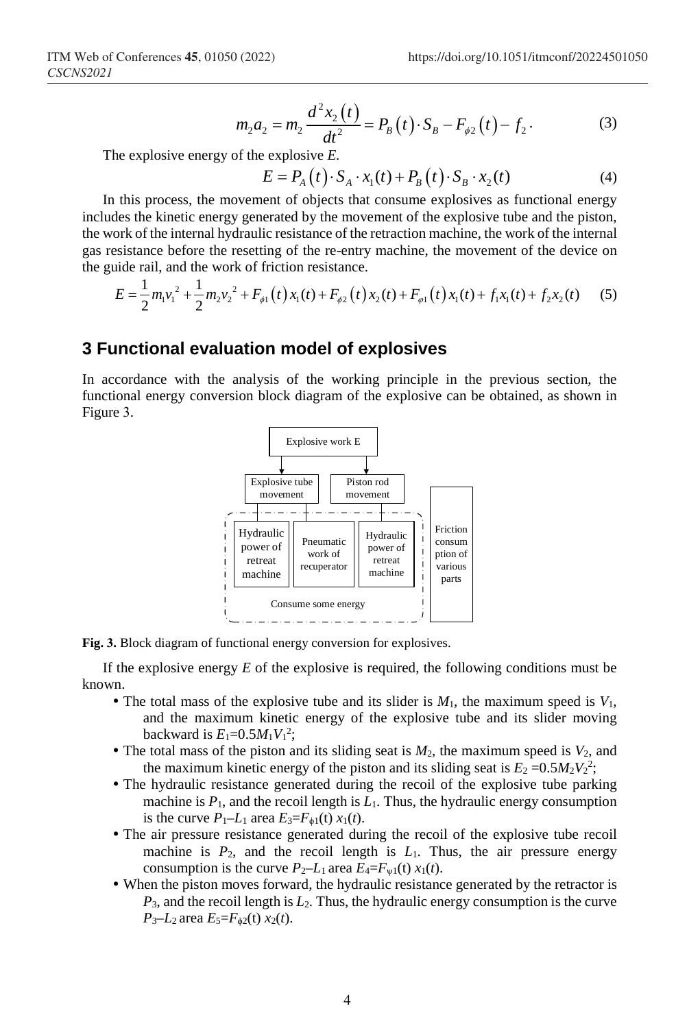$$m_2 a_2 = m_2 \frac{d^2 x_2(t)}{dt^2} = P_B(t) \cdot S_B - F_{\phi 2}(t) - f_2 . \tag{3}$$

The explosive energy of the explosive $E$.

$$E = P_A(t) \cdot S_A \cdot x_1(t) + P_B(t) \cdot S_B \cdot x_2(t) \tag{4}$$

In this process, the movement of objects that consume explosives as functional energy includes the kinetic energy generated by the movement of the explosive tube and the piston, the work of the internal hydraulic resistance of the retraction machine, the work of the internal gas resistance before the resetting of the re-entry machine, the movement of the device on the guide rail, and the work of friction resistance.

$$E = \frac{1}{2} m_1 v_1{}^2 + \frac{1}{2} m_2 v_2{}^2 + F_{\phi 1}(t) x_1(t) + F_{\phi 2}(t) x_2(t) + F_{\varphi 1}(t) x_1(t) + f_1 x_1(t) + f_2 x_2(t) \tag{5}$$

## 3 Functional evaluation model of explosives

In accordance with the analysis of the working principle in the previous section, the functional energy conversion block diagram of the explosive can be obtained, as shown in Figure 3.

Explosive work E

Explosive tube movement | Piston rod movement

Hydraulic power of retreat machine | Pneumatic work of recuperator | Hydraulic power of retreat machine

Consume some energy

Friction consumption of various parts

**Fig. 3.** Block diagram of functional energy conversion for explosives.

If the explosive energy $E$ of the explosive is required, the following conditions must be known.

- The total mass of the explosive tube and its slider is $M_1$, the maximum speed is $V_1$, and the maximum kinetic energy of the explosive tube and its slider moving backward is $E_1=0.5M_1V_1^2$;
- The total mass of the piston and its sliding seat is $M_2$, the maximum speed is $V_2$, and the maximum kinetic energy of the piston and its sliding seat is $E_2=0.5M_2V_2^2$;
- The hydraulic resistance generated during the recoil of the explosive tube parking machine is $P_1$, and the recoil length is $L_1$. Thus, the hydraulic energy consumption is the curve $P_1$–$L_1$ area $E_3=F_{\phi 1}(t)\, x_1(t)$.
- The air pressure resistance generated during the recoil of the explosive tube recoil machine is $P_2$, and the recoil length is $L_1$. Thus, the air pressure energy consumption is the curve $P_2$–$L_1$ area $E_4=F_{\psi 1}(t)\, x_1(t)$.
- When the piston moves forward, the hydraulic resistance generated by the retractor is $P_3$, and the recoil length is $L_2$. Thus, the hydraulic energy consumption is the curve $P_3$–$L_2$ area $E_5=F_{\phi 2}(t)\, x_2(t)$.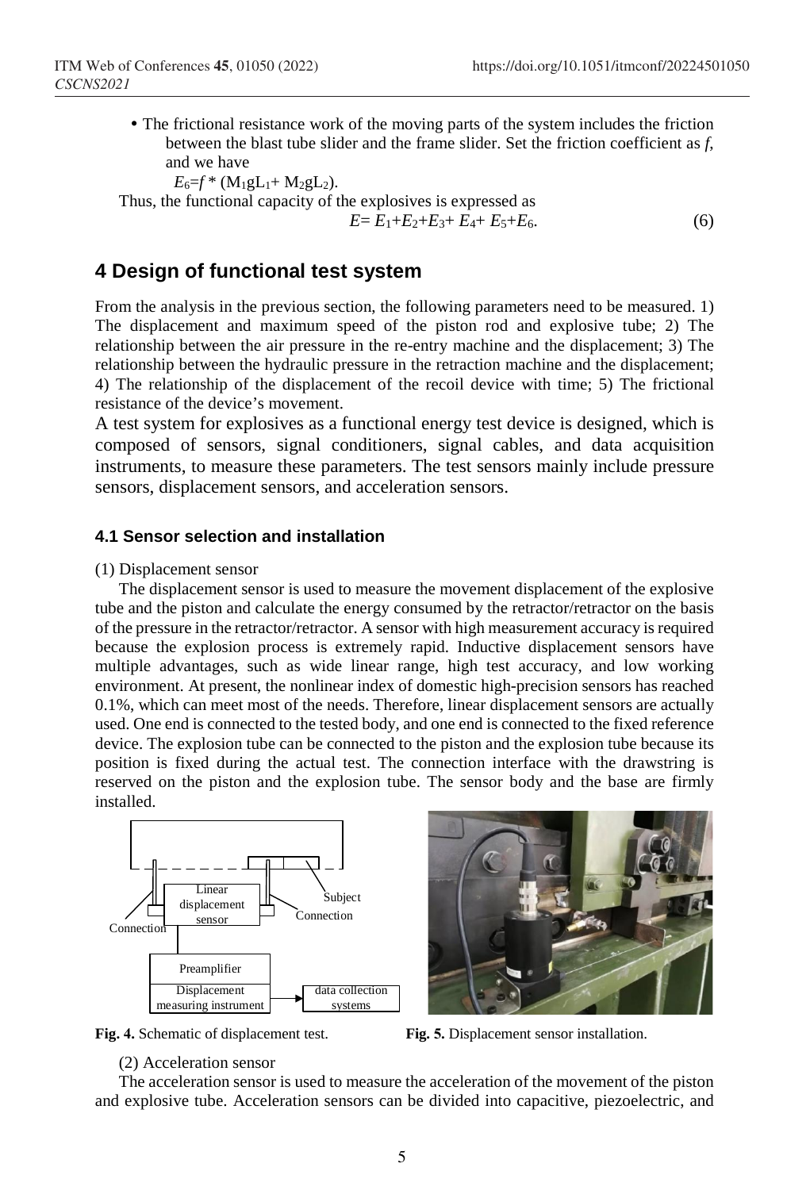- The frictional resistance work of the moving parts of the system includes the friction between the blast tube slider and the frame slider. Set the friction coefficient as *f*, and we have

  $E_6=f*(M_1gL_1+M_2gL_2)$.

Thus, the functional capacity of the explosives is expressed as

$$E=E_1+E_2+E_3+E_4+E_5+E_6. \quad (6)$$

## 4 Design of functional test system

From the analysis in the previous section, the following parameters need to be measured. 1) The displacement and maximum speed of the piston rod and explosive tube; 2) The relationship between the air pressure in the re-entry machine and the displacement; 3) The relationship between the hydraulic pressure in the retraction machine and the displacement; 4) The relationship of the displacement of the recoil device with time; 5) The frictional resistance of the device's movement.

A test system for explosives as a functional energy test device is designed, which is composed of sensors, signal conditioners, signal cables, and data acquisition instruments, to measure these parameters. The test sensors mainly include pressure sensors, displacement sensors, and acceleration sensors.

### 4.1 Sensor selection and installation

(1) Displacement sensor

The displacement sensor is used to measure the movement displacement of the explosive tube and the piston and calculate the energy consumed by the retractor/retractor on the basis of the pressure in the retractor/retractor. A sensor with high measurement accuracy is required because the explosion process is extremely rapid. Inductive displacement sensors have multiple advantages, such as wide linear range, high test accuracy, and low working environment. At present, the nonlinear index of domestic high-precision sensors has reached 0.1%, which can meet most of the needs. Therefore, linear displacement sensors are actually used. One end is connected to the tested body, and one end is connected to the fixed reference device. The explosion tube can be connected to the piston and the explosion tube because its position is fixed during the actual test. The connection interface with the drawstring is reserved on the piston and the explosion tube. The sensor body and the base are firmly installed.

**Fig. 4.** Schematic of displacement test.

**Fig. 5.** Displacement sensor installation.

(2) Acceleration sensor

The acceleration sensor is used to measure the acceleration of the movement of the piston and explosive tube. Acceleration sensors can be divided into capacitive, piezoelectric, and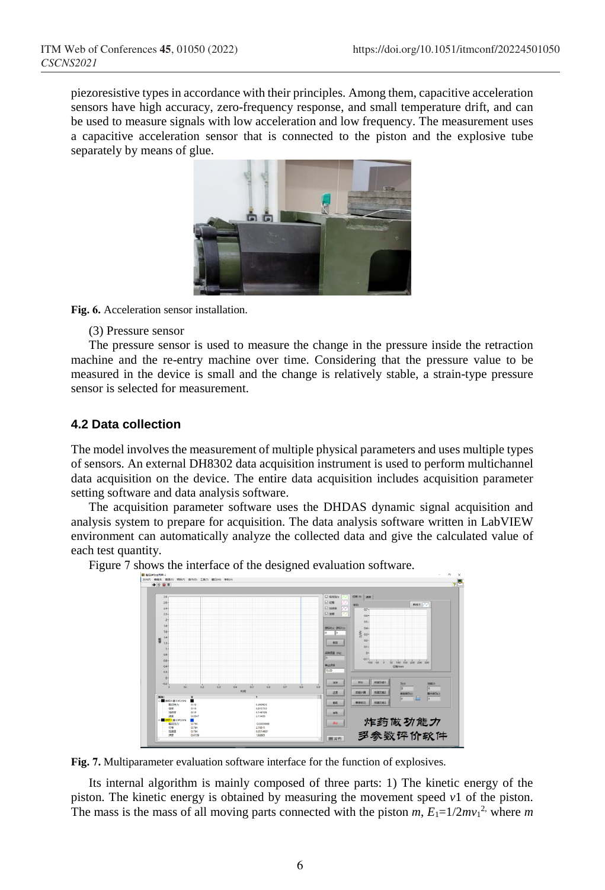piezoresistive types in accordance with their principles. Among them, capacitive acceleration sensors have high accuracy, zero-frequency response, and small temperature drift, and can be used to measure signals with low acceleration and low frequency. The measurement uses a capacitive acceleration sensor that is connected to the piston and the explosive tube separately by means of glue.

**Fig. 6.** Acceleration sensor installation.

(3) Pressure sensor

The pressure sensor is used to measure the change in the pressure inside the retraction machine and the re-entry machine over time. Considering that the pressure value to be measured in the device is small and the change is relatively stable, a strain-type pressure sensor is selected for measurement.

### 4.2 Data collection

The model involves the measurement of multiple physical parameters and uses multiple types of sensors. An external DH8302 data acquisition instrument is used to perform multichannel data acquisition on the device. The entire data acquisition includes acquisition parameter setting software and data analysis software.

The acquisition parameter software uses the DHDAS dynamic signal acquisition and analysis system to prepare for acquisition. The data analysis software written in LabVIEW environment can automatically analyze the collected data and give the calculated value of each test quantity.

Figure 7 shows the interface of the designed evaluation software.

**Fig. 7.** Multiparameter evaluation software interface for the function of explosives.

Its internal algorithm is mainly composed of three parts: 1) The kinetic energy of the piston. The kinetic energy is obtained by measuring the movement speed $v1$ of the piston. The mass is the mass of all moving parts connected with the piston $m$, $E_1=1/2mv_1^2$, where $m$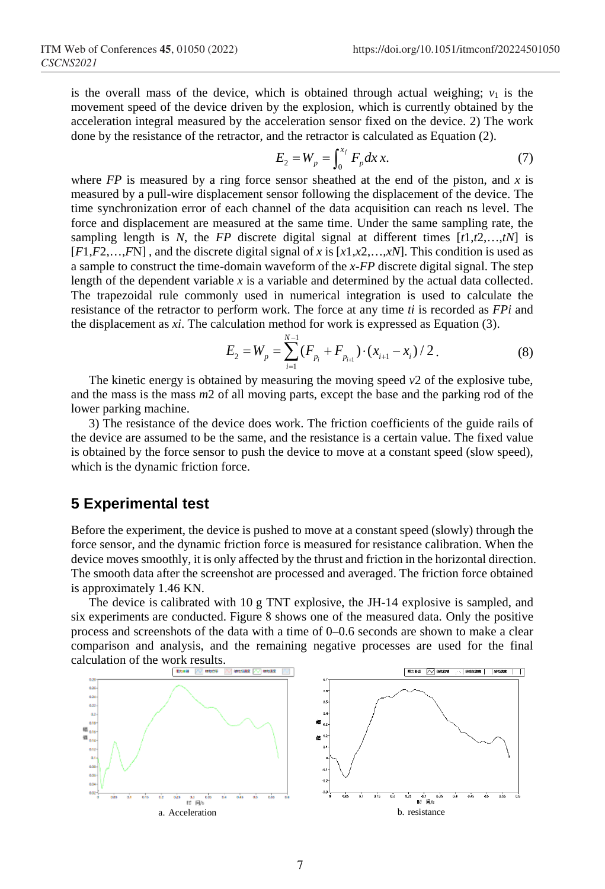is the overall mass of the device, which is obtained through actual weighing; $v_1$ is the movement speed of the device driven by the explosion, which is currently obtained by the acceleration integral measured by the acceleration sensor fixed on the device. 2) The work done by the resistance of the retractor, and the retractor is calculated as Equation (2).

$$E_2 = W_p = \int_0^{x_f} F_p dx\, x. \tag{7}$$

where *FP* is measured by a ring force sensor sheathed at the end of the piston, and *x* is measured by a pull-wire displacement sensor following the displacement of the device. The time synchronization error of each channel of the data acquisition can reach ns level. The force and displacement are measured at the same time. Under the same sampling rate, the sampling length is *N*, the *FP* discrete digital signal at different times [*t*1,*t*2,…,*tN*] is [*F*1,*F*2,…,*F*N] , and the discrete digital signal of *x* is [*x*1,*x*2,…,*xN*]. This condition is used as a sample to construct the time-domain waveform of the *x*-*FP* discrete digital signal. The step length of the dependent variable *x* is a variable and determined by the actual data collected. The trapezoidal rule commonly used in numerical integration is used to calculate the resistance of the retractor to perform work. The force at any time *ti* is recorded as *FPi* and the displacement as *xi*. The calculation method for work is expressed as Equation (3).

$$E_2 = W_p = \sum_{i=1}^{N-1} (F_{p_i} + F_{p_{i+1}}) \cdot (x_{i+1} - x_i) / 2. \tag{8}$$

The kinetic energy is obtained by measuring the moving speed *v*2 of the explosive tube, and the mass is the mass *m*2 of all moving parts, except the base and the parking rod of the lower parking machine.

3) The resistance of the device does work. The friction coefficients of the guide rails of the device are assumed to be the same, and the resistance is a certain value. The fixed value is obtained by the force sensor to push the device to move at a constant speed (slow speed), which is the dynamic friction force.

## 5 Experimental test

Before the experiment, the device is pushed to move at a constant speed (slowly) through the force sensor, and the dynamic friction force is measured for resistance calibration. When the device moves smoothly, it is only affected by the thrust and friction in the horizontal direction. The smooth data after the screenshot are processed and averaged. The friction force obtained is approximately 1.46 KN.

The device is calibrated with 10 g TNT explosive, the JH-14 explosive is sampled, and six experiments are conducted. Figure 8 shows one of the measured data. Only the positive process and screenshots of the data with a time of 0–0.6 seconds are shown to make a clear comparison and analysis, and the remaining negative processes are used for the final calculation of the work results.

a. Acceleration

b. resistance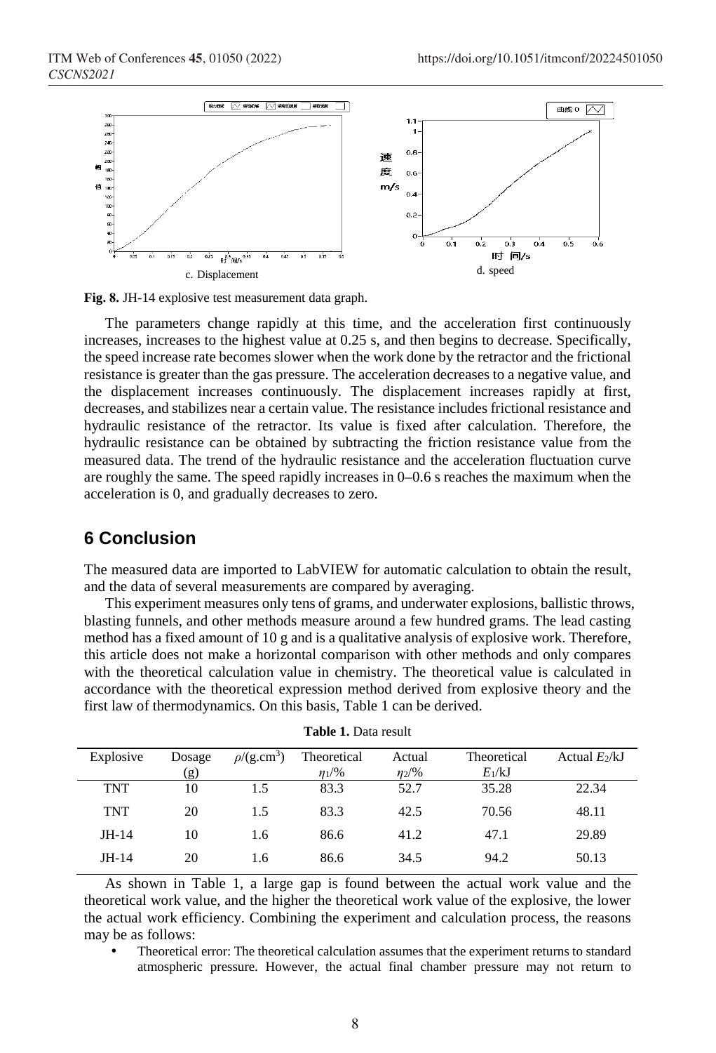c. Displacement

d. speed

**Fig. 8.** JH-14 explosive test measurement data graph.

The parameters change rapidly at this time, and the acceleration first continuously increases, increases to the highest value at 0.25 s, and then begins to decrease. Specifically, the speed increase rate becomes slower when the work done by the retractor and the frictional resistance is greater than the gas pressure. The acceleration decreases to a negative value, and the displacement increases continuously. The displacement increases rapidly at first, decreases, and stabilizes near a certain value. The resistance includes frictional resistance and hydraulic resistance of the retractor. Its value is fixed after calculation. Therefore, the hydraulic resistance can be obtained by subtracting the friction resistance value from the measured data. The trend of the hydraulic resistance and the acceleration fluctuation curve are roughly the same. The speed rapidly increases in 0–0.6 s reaches the maximum when the acceleration is 0, and gradually decreases to zero.

## 6 Conclusion

The measured data are imported to LabVIEW for automatic calculation to obtain the result, and the data of several measurements are compared by averaging.

This experiment measures only tens of grams, and underwater explosions, ballistic throws, blasting funnels, and other methods measure around a few hundred grams. The lead casting method has a fixed amount of 10 g and is a qualitative analysis of explosive work. Therefore, this article does not make a horizontal comparison with other methods and only compares with the theoretical calculation value in chemistry. The theoretical value is calculated in accordance with the theoretical expression method derived from explosive theory and the first law of thermodynamics. On this basis, Table 1 can be derived.

**Table 1.** Data result

| Explosive | Dosage (g) | $\rho/(g.cm^3)$ | Theoretical $\eta_1$/% | Actual $\eta_2$/% | Theoretical $E_1$/kJ | Actual $E_2$/kJ |
|---|---|---|---|---|---|---|
| TNT | 10 | 1.5 | 83.3 | 52.7 | 35.28 | 22.34 |
| TNT | 20 | 1.5 | 83.3 | 42.5 | 70.56 | 48.11 |
| JH-14 | 10 | 1.6 | 86.6 | 41.2 | 47.1 | 29.89 |
| JH-14 | 20 | 1.6 | 86.6 | 34.5 | 94.2 | 50.13 |

As shown in Table 1, a large gap is found between the actual work value and the theoretical work value, and the higher the theoretical work value of the explosive, the lower the actual work efficiency. Combining the experiment and calculation process, the reasons may be as follows:

- Theoretical error: The theoretical calculation assumes that the experiment returns to standard atmospheric pressure. However, the actual final chamber pressure may not return to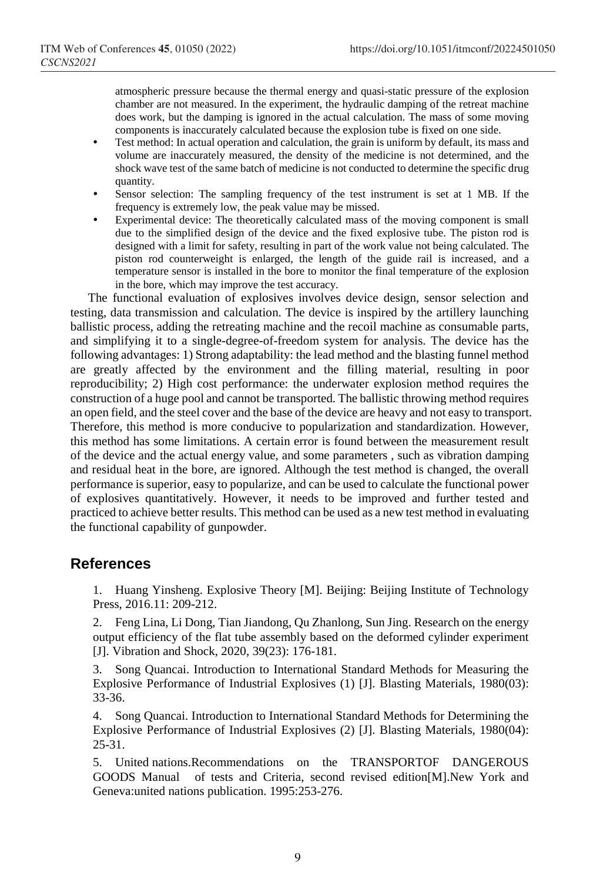atmospheric pressure because the thermal energy and quasi-static pressure of the explosion chamber are not measured. In the experiment, the hydraulic damping of the retreat machine does work, but the damping is ignored in the actual calculation. The mass of some moving components is inaccurately calculated because the explosion tube is fixed on one side.

- Test method: In actual operation and calculation, the grain is uniform by default, its mass and volume are inaccurately measured, the density of the medicine is not determined, and the shock wave test of the same batch of medicine is not conducted to determine the specific drug quantity.
- Sensor selection: The sampling frequency of the test instrument is set at 1 MB. If the frequency is extremely low, the peak value may be missed.
- Experimental device: The theoretically calculated mass of the moving component is small due to the simplified design of the device and the fixed explosive tube. The piston rod is designed with a limit for safety, resulting in part of the work value not being calculated. The piston rod counterweight is enlarged, the length of the guide rail is increased, and a temperature sensor is installed in the bore to monitor the final temperature of the explosion in the bore, which may improve the test accuracy.

The functional evaluation of explosives involves device design, sensor selection and testing, data transmission and calculation. The device is inspired by the artillery launching ballistic process, adding the retreating machine and the recoil machine as consumable parts, and simplifying it to a single-degree-of-freedom system for analysis. The device has the following advantages: 1) Strong adaptability: the lead method and the blasting funnel method are greatly affected by the environment and the filling material, resulting in poor reproducibility; 2) High cost performance: the underwater explosion method requires the construction of a huge pool and cannot be transported. The ballistic throwing method requires an open field, and the steel cover and the base of the device are heavy and not easy to transport. Therefore, this method is more conducive to popularization and standardization. However, this method has some limitations. A certain error is found between the measurement result of the device and the actual energy value, and some parameters , such as vibration damping and residual heat in the bore, are ignored. Although the test method is changed, the overall performance is superior, easy to popularize, and can be used to calculate the functional power of explosives quantitatively. However, it needs to be improved and further tested and practiced to achieve better results. This method can be used as a new test method in evaluating the functional capability of gunpowder.

## References

1. Huang Yinsheng. Explosive Theory [M]. Beijing: Beijing Institute of Technology Press, 2016.11: 209-212.
2. Feng Lina, Li Dong, Tian Jiandong, Qu Zhanlong, Sun Jing. Research on the energy output efficiency of the flat tube assembly based on the deformed cylinder experiment [J]. Vibration and Shock, 2020, 39(23): 176-181.
3. Song Quancai. Introduction to International Standard Methods for Measuring the Explosive Performance of Industrial Explosives (1) [J]. Blasting Materials, 1980(03): 33-36.
4. Song Quancai. Introduction to International Standard Methods for Determining the Explosive Performance of Industrial Explosives (2) [J]. Blasting Materials, 1980(04): 25-31.
5. United nations.Recommendations on the TRANSPORTOF DANGEROUS GOODS Manual of tests and Criteria, second revised edition[M].New York and Geneva:united nations publication. 1995:253-276.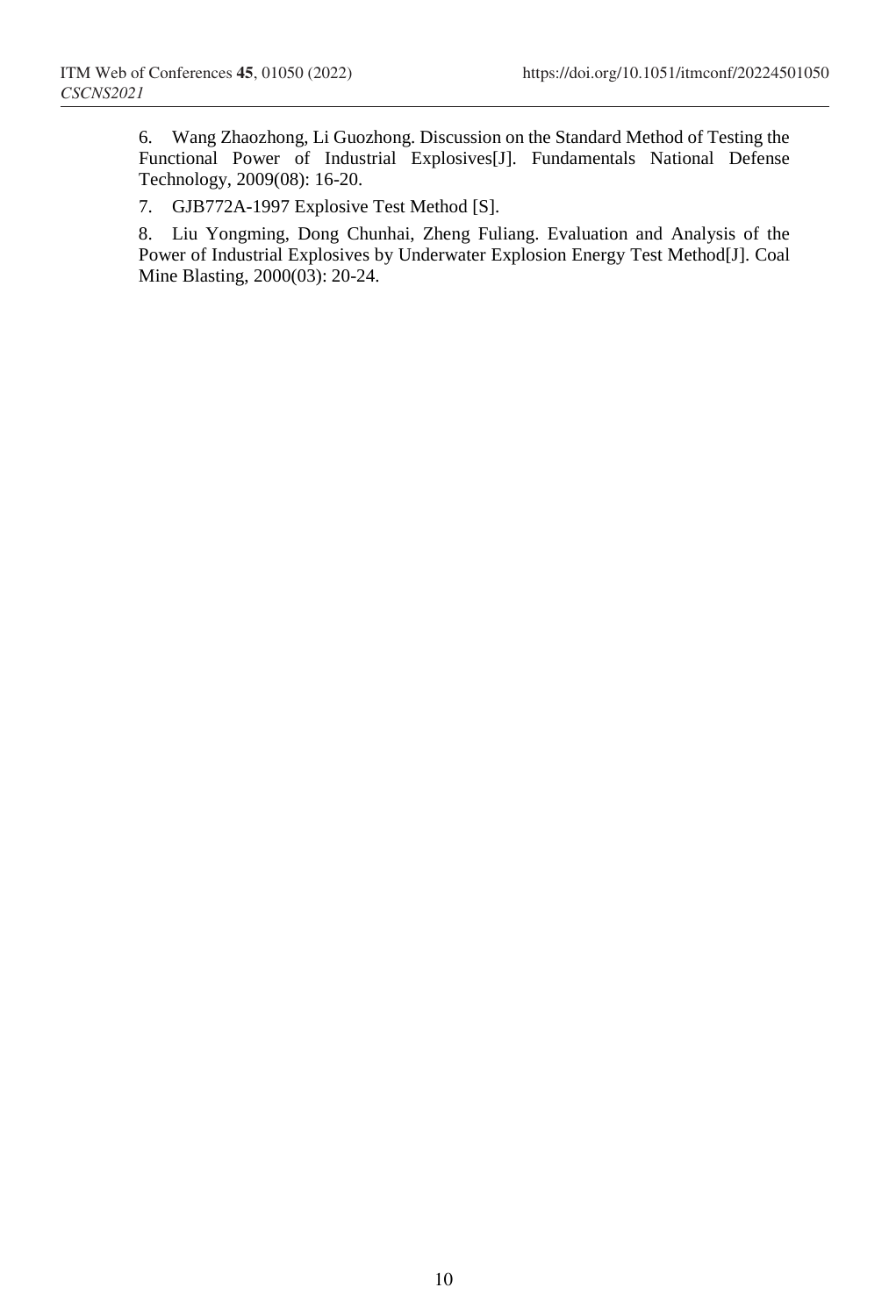6. Wang Zhaozhong, Li Guozhong. Discussion on the Standard Method of Testing the Functional Power of Industrial Explosives[J]. Fundamentals National Defense Technology, 2009(08): 16-20.

7. GJB772A-1997 Explosive Test Method [S].

8. Liu Yongming, Dong Chunhai, Zheng Fuliang. Evaluation and Analysis of the Power of Industrial Explosives by Underwater Explosion Energy Test Method[J]. Coal Mine Blasting, 2000(03): 20-24.